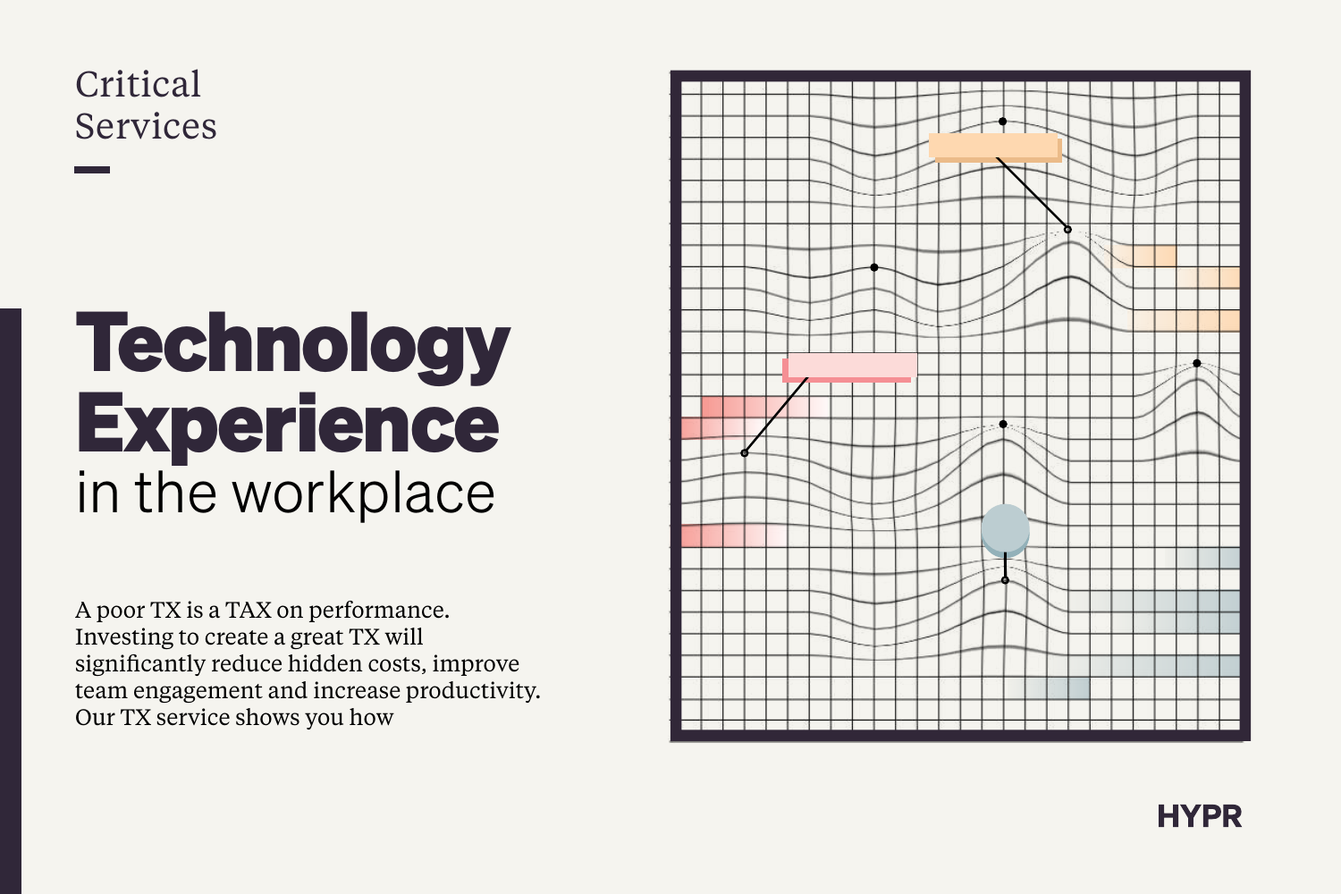Critical Services

# Technology Experience

## in the workplace

A poor TX is a TAX on performance. Investing to create a great TX will significantly reduce hidden costs, improve team engagement and increase productivity. Our TX service shows you how

HYPR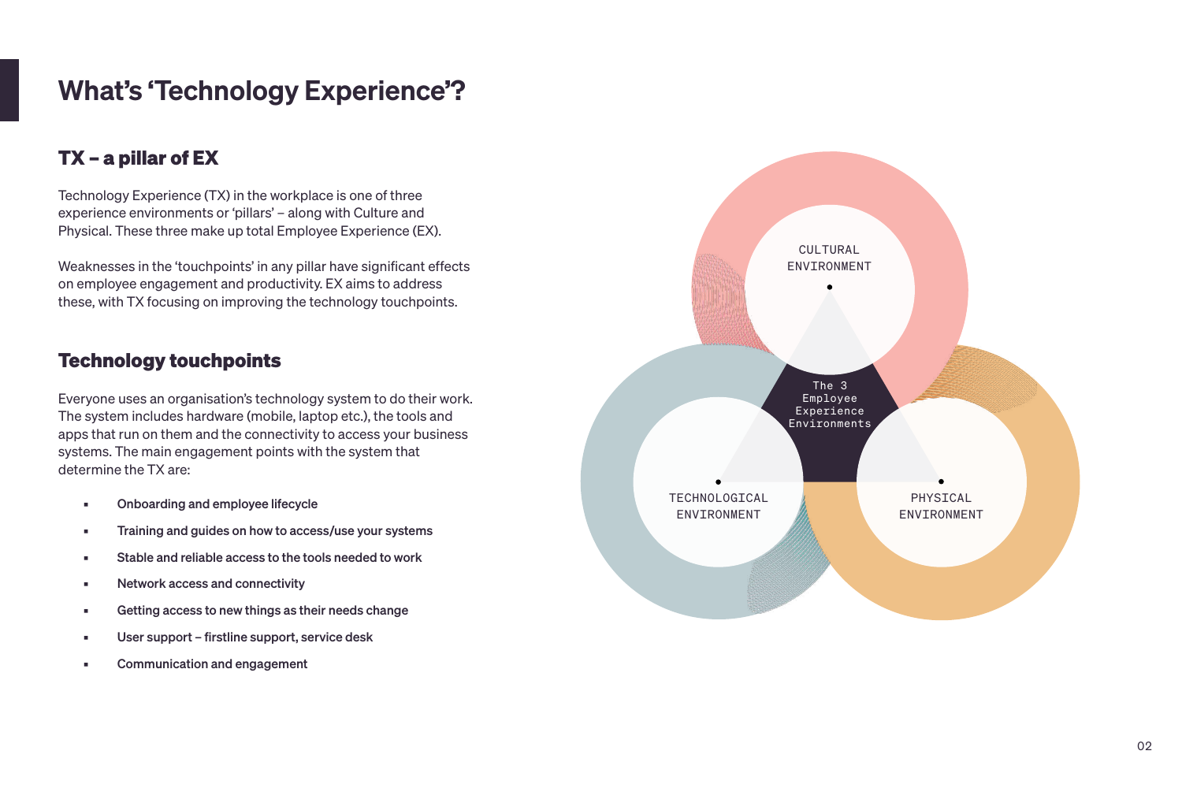# What's 'Technology Experience'?

## TX – a pillar of EX

Technology Experience (TX) in the workplace is one of three experience environments or 'pillars' – along with Culture and Physical. These three make up total Employee Experience (EX).

Weaknesses in the 'touchpoints' in any pillar have significant effects on employee engagement and productivity. EX aims to address these, with TX focusing on improving the technology touchpoints.

## Technology touchpoints

Everyone uses an organisation's technology system to do their work. The system includes hardware (mobile, laptop etc.), the tools and apps that run on them and the connectivity to access your business systems. The main engagement points with the system that determine the TX are:

- Onboarding and employee lifecycle
- Training and guides on how to access/use your systems
- Stable and reliable access to the tools needed to work
- Network access and connectivity
- Getting access to new things as their needs change
- User support – firstline support, service desk
- Communication and engagement

CULTURAL ENVIRONMENT

The 3 Employee Experience Environments

TECHNOLOGICAL ENVIRONMENT

PHYSICAL ENVIRONMENT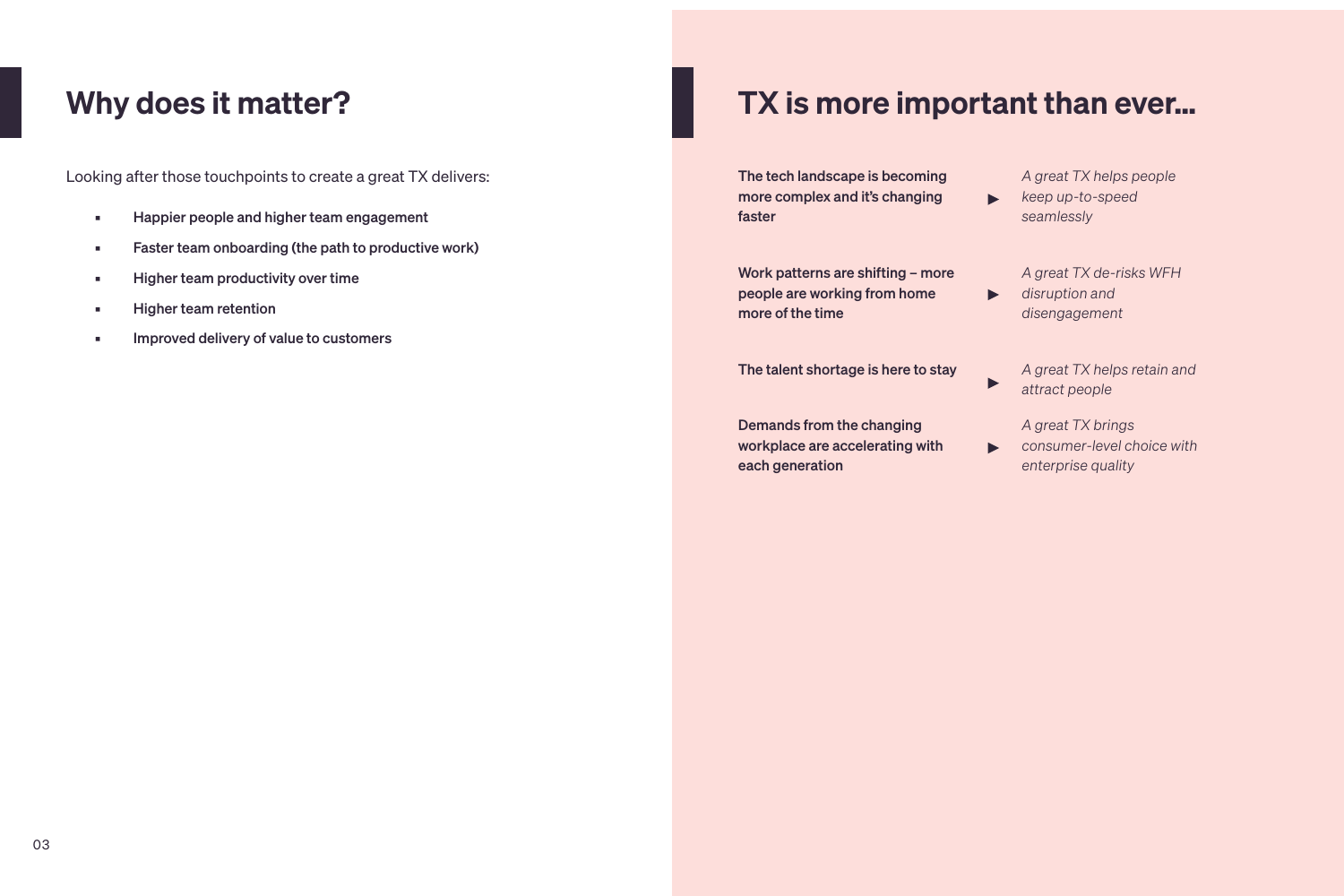## Why does it matter?

Looking after those touchpoints to create a great TX delivers:

- **Happier people and higher team engagement**
- **Faster team onboarding (the path to productive work)**
- **Higher team productivity over time**
- **Higher team retention**
- **Improved delivery of value to customers**

## TX is more important than ever...

**The tech landscape is becoming more complex and it's changing faster** ▶ *A great TX helps people keep up-to-speed seamlessly*

**Work patterns are shifting – more people are working from home more of the time** ▶ *A great TX de-risks WFH disruption and disengagement*

**The talent shortage is here to stay** ▶ *A great TX helps retain and attract people*

**Demands from the changing workplace are accelerating with each generation** ▶ *A great TX brings consumer-level choice with enterprise quality*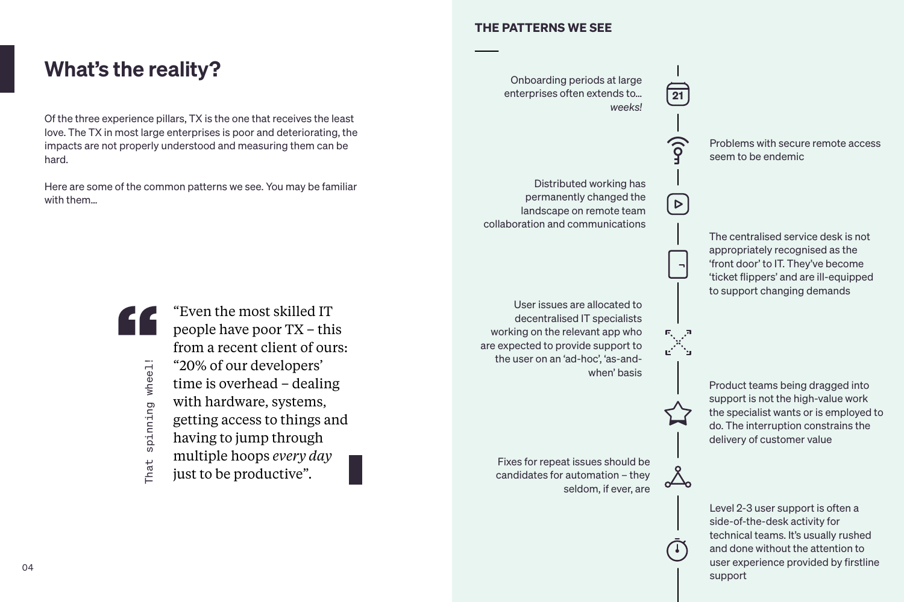# What's the reality?

Of the three experience pillars, TX is the one that receives the least love. The TX in most large enterprises is poor and deteriorating, the impacts are not properly understood and measuring them can be hard.

Here are some of the common patterns we see. You may be familiar with them...

> "Even the most skilled IT people have poor TX – this from a recent client of ours: "20% of our developers' time is overhead – dealing with hardware, systems, getting access to things and having to jump through multiple hoops *every day* just to be productive".

That spinning wheel!

## THE PATTERNS WE SEE

- Onboarding periods at large enterprises often extends to... *weeks!*
- Problems with secure remote access seem to be endemic
- Distributed working has permanently changed the landscape on remote team collaboration and communications
- The centralised service desk is not appropriately recognised as the 'front door' to IT. They've become 'ticket flippers' and are ill-equipped to support changing demands
- User issues are allocated to decentralised IT specialists working on the relevant app who are expected to provide support to the user on an 'ad-hoc', 'as-and-when' basis
- Product teams being dragged into support is not the high-value work the specialist wants or is employed to do. The interruption constrains the delivery of customer value
- Fixes for repeat issues should be candidates for automation – they seldom, if ever, are
- Level 2-3 user support is often a side-of-the-desk activity for technical teams. It's usually rushed and done without the attention to user experience provided by firstline support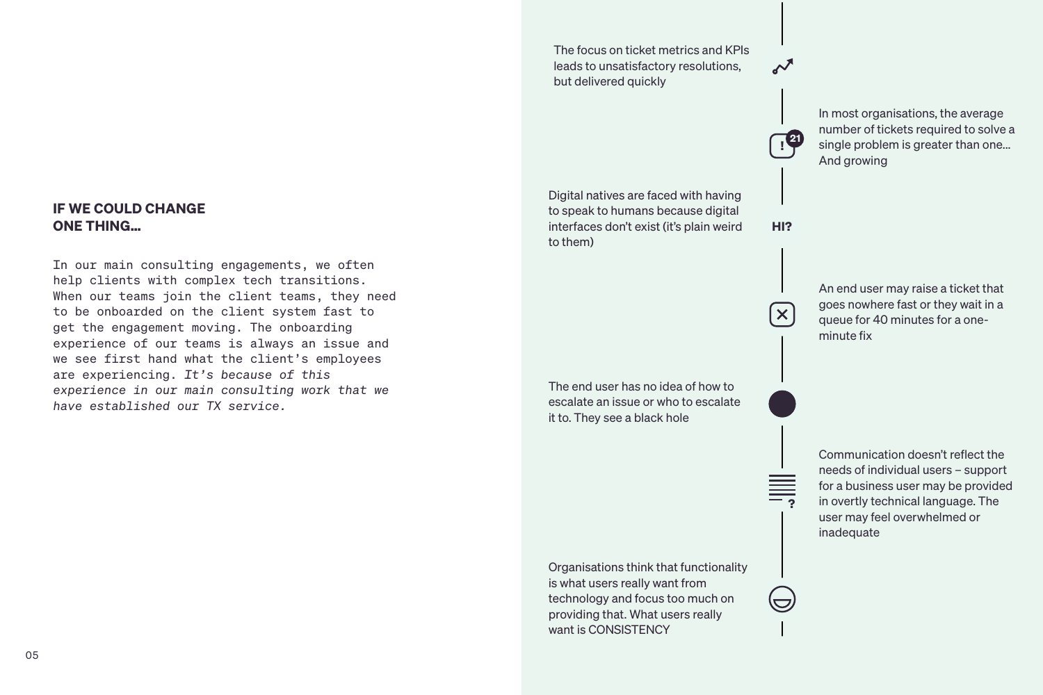## IF WE COULD CHANGE ONE THING...

In our main consulting engagements, we often help clients with complex tech transitions. When our teams join the client teams, they need to be onboarded on the client system fast to get the engagement moving. The onboarding experience of our teams is always an issue and we see first hand what the client's employees are experiencing. *It's because of this experience in our main consulting work that we have established our TX service.*

The focus on ticket metrics and KPIs leads to unsatisfactory resolutions, but delivered quickly

In most organisations, the average number of tickets required to solve a single problem is greater than one... And growing

Digital natives are faced with having to speak to humans because digital interfaces don't exist (it's plain weird to them)

HI?

An end user may raise a ticket that goes nowhere fast or they wait in a queue for 40 minutes for a one-minute fix

The end user has no idea of how to escalate an issue or who to escalate it to. They see a black hole

Communication doesn't reflect the needs of individual users – support for a business user may be provided in overtly technical language. The user may feel overwhelmed or inadequate

Organisations think that functionality is what users really want from technology and focus too much on providing that. What users really want is CONSISTENCY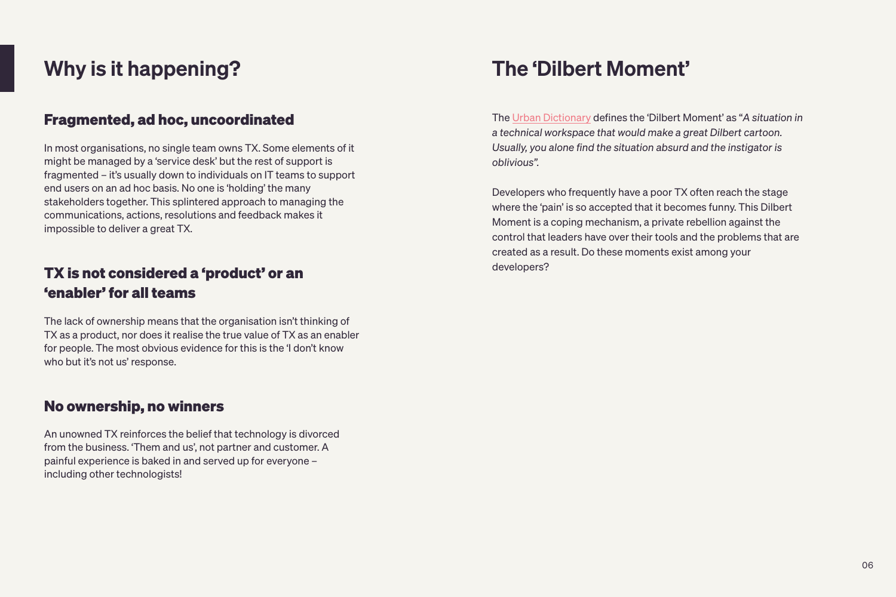## Why is it happening?

### Fragmented, ad hoc, uncoordinated

In most organisations, no single team owns TX. Some elements of it might be managed by a 'service desk' but the rest of support is fragmented – it's usually down to individuals on IT teams to support end users on an ad hoc basis. No one is 'holding' the many stakeholders together. This splintered approach to managing the communications, actions, resolutions and feedback makes it impossible to deliver a great TX.

### TX is not considered a 'product' or an 'enabler' for all teams

The lack of ownership means that the organisation isn't thinking of TX as a product, nor does it realise the true value of TX as an enabler for people. The most obvious evidence for this is the 'I don't know who but it's not us' response.

### No ownership, no winners

An unowned TX reinforces the belief that technology is divorced from the business. 'Them and us', not partner and customer. A painful experience is baked in and served up for everyone – including other technologists!

## The 'Dilbert Moment'

The Urban Dictionary defines the 'Dilbert Moment' as "*A situation in a technical workspace that would make a great Dilbert cartoon. Usually, you alone find the situation absurd and the instigator is oblivious*".

Developers who frequently have a poor TX often reach the stage where the 'pain' is so accepted that it becomes funny. This Dilbert Moment is a coping mechanism, a private rebellion against the control that leaders have over their tools and the problems that are created as a result. Do these moments exist among your developers?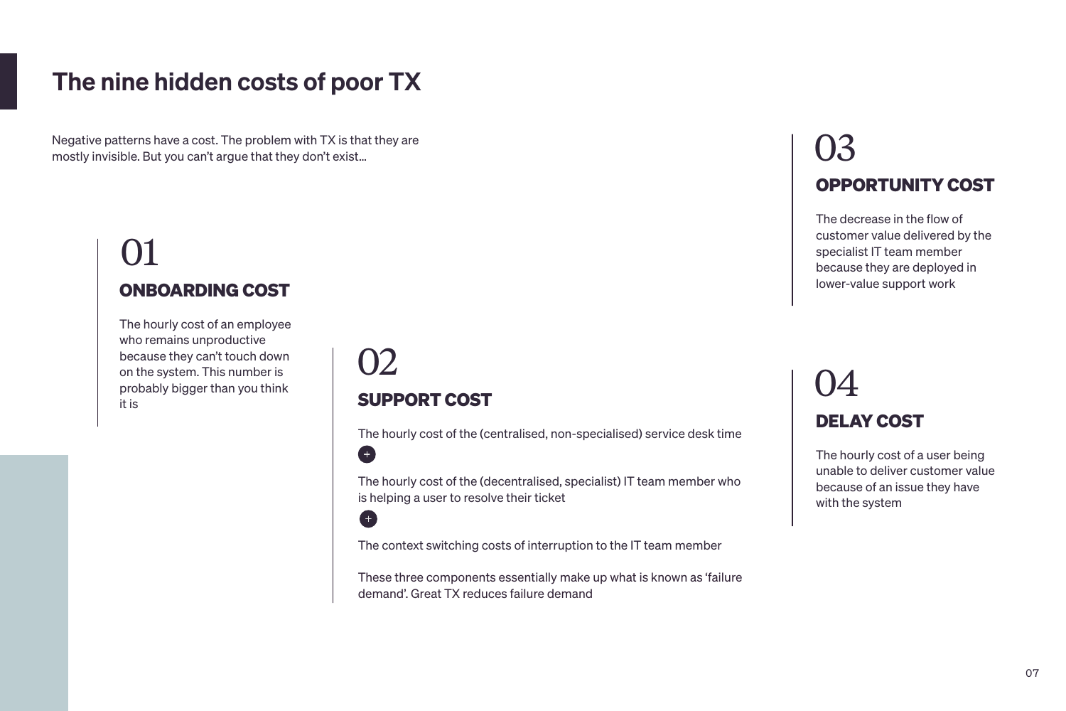# The nine hidden costs of poor TX

Negative patterns have a cost. The problem with TX is that they are mostly invisible. But you can't argue that they don't exist...

## 01

### ONBOARDING COST

The hourly cost of an employee who remains unproductive because they can't touch down on the system. This number is probably bigger than you think it is

## 02

### SUPPORT COST

The hourly cost of the (centralised, non-specialised) service desk time

+

The hourly cost of the (decentralised, specialist) IT team member who is helping a user to resolve their ticket

+

The context switching costs of interruption to the IT team member

These three components essentially make up what is known as 'failure demand'. Great TX reduces failure demand

## 03

### OPPORTUNITY COST

The decrease in the flow of customer value delivered by the specialist IT team member because they are deployed in lower-value support work

## 04

### DELAY COST

The hourly cost of a user being unable to deliver customer value because of an issue they have with the system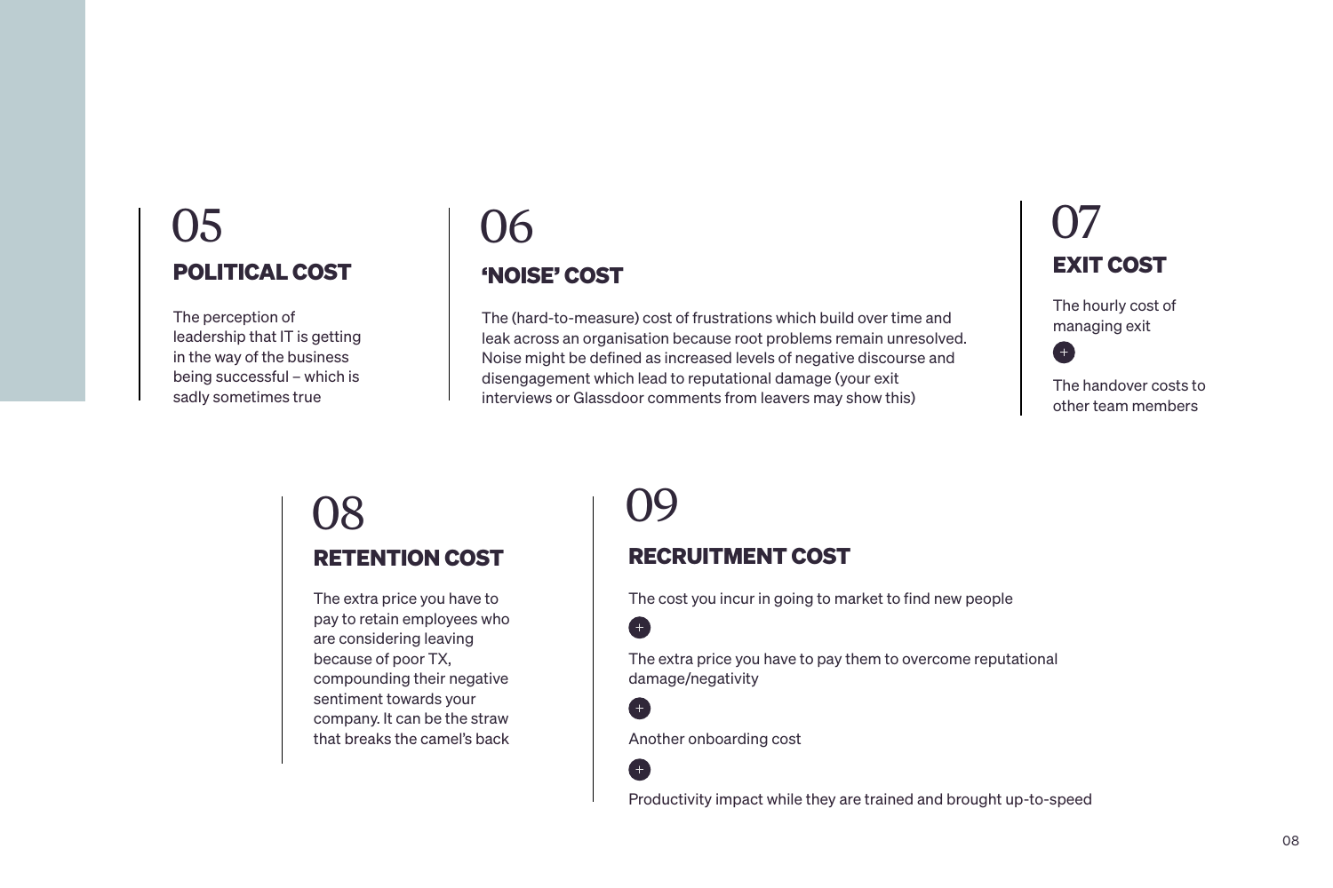## 05

### POLITICAL COST

The perception of leadership that IT is getting in the way of the business being successful – which is sadly sometimes true

## 06

### 'NOISE' COST

The (hard-to-measure) cost of frustrations which build over time and leak across an organisation because root problems remain unresolved. Noise might be defined as increased levels of negative discourse and disengagement which lead to reputational damage (your exit interviews or Glassdoor comments from leavers may show this)

## 07

### EXIT COST

The hourly cost of managing exit

+

The handover costs to other team members

## 08

### RETENTION COST

The extra price you have to pay to retain employees who are considering leaving because of poor TX, compounding their negative sentiment towards your company. It can be the straw that breaks the camel's back

## 09

### RECRUITMENT COST

The cost you incur in going to market to find new people

+

The extra price you have to pay them to overcome reputational damage/negativity

+

Another onboarding cost

+

Productivity impact while they are trained and brought up-to-speed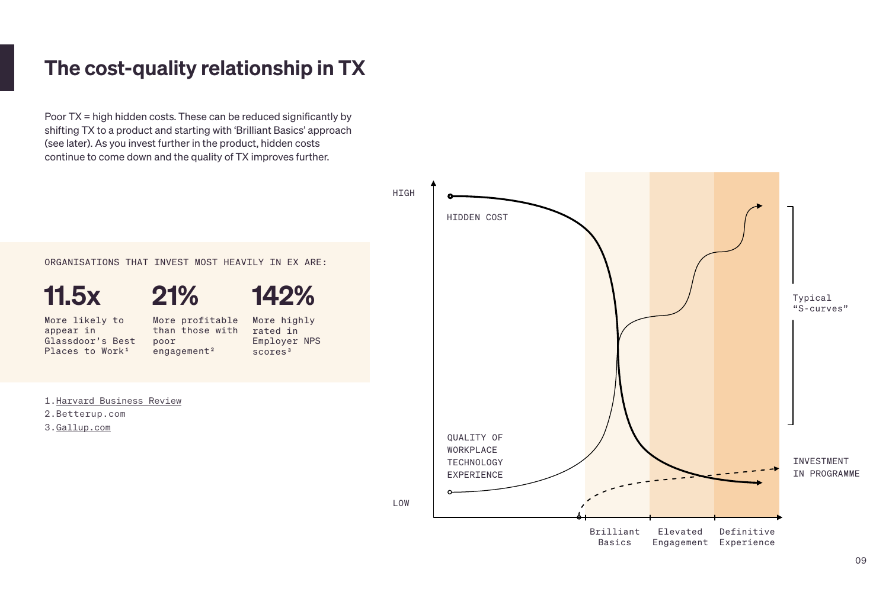# The cost-quality relationship in TX

Poor TX = high hidden costs. These can be reduced significantly by shifting TX to a product and starting with 'Brilliant Basics' approach (see later). As you invest further in the product, hidden costs continue to come down and the quality of TX improves further.

ORGANISATIONS THAT INVEST MOST HEAVILY IN EX ARE:

**11.5x**
More likely to appear in Glassdoor's Best Places to Work[1]

**21%**
More profitable than those with poor engagement[2]

**142%**
More highly rated in Employer NPS scores[3]

1. Harvard Business Review
2. Betterup.com
3. Gallup.com

HIGH

HIDDEN COST

Typical "S-curves"

QUALITY OF WORKPLACE TECHNOLOGY EXPERIENCE

INVESTMENT IN PROGRAMME

LOW

Brilliant Basics | Elevated Engagement | Definitive Experience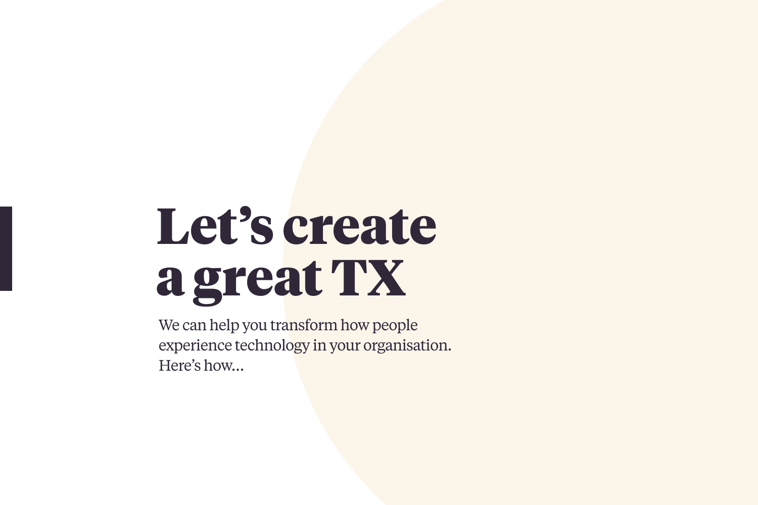# Let's create a great TX

We can help you transform how people experience technology in your organisation. Here's how...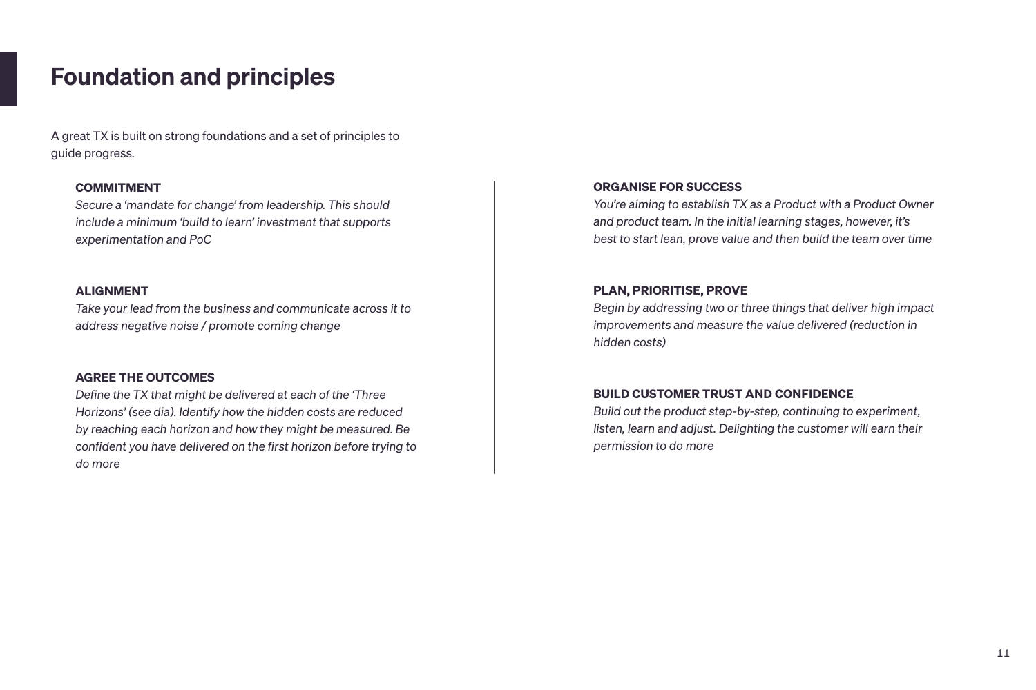# Foundation and principles

A great TX is built on strong foundations and a set of principles to guide progress.

**COMMITMENT**

*Secure a 'mandate for change' from leadership. This should include a minimum 'build to learn' investment that supports experimentation and PoC*

**ALIGNMENT**

*Take your lead from the business and communicate across it to address negative noise / promote coming change*

**AGREE THE OUTCOMES**

*Define the TX that might be delivered at each of the 'Three Horizons' (see dia). Identify how the hidden costs are reduced by reaching each horizon and how they might be measured. Be confident you have delivered on the first horizon before trying to do more*

**ORGANISE FOR SUCCESS**

*You're aiming to establish TX as a Product with a Product Owner and product team. In the initial learning stages, however, it's best to start lean, prove value and then build the team over time*

**PLAN, PRIORITISE, PROVE**

*Begin by addressing two or three things that deliver high impact improvements and measure the value delivered (reduction in hidden costs)*

**BUILD CUSTOMER TRUST AND CONFIDENCE**

*Build out the product step-by-step, continuing to experiment, listen, learn and adjust. Delighting the customer will earn their permission to do more*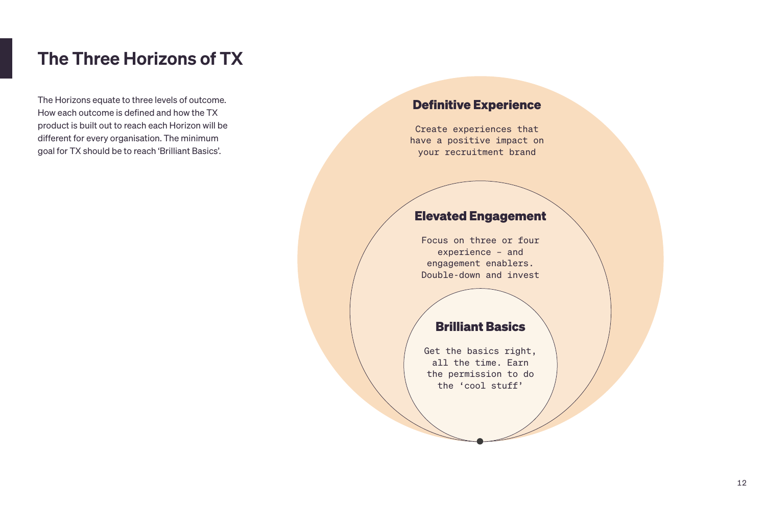# The Three Horizons of TX

The Horizons equate to three levels of outcome. How each outcome is defined and how the TX product is built out to reach each Horizon will be different for every organisation. The minimum goal for TX should be to reach 'Brilliant Basics'.

### Definitive Experience

Create experiences that have a positive impact on your recruitment brand

### Elevated Engagement

Focus on three or four experience - and engagement enablers. Double-down and invest

### Brilliant Basics

Get the basics right, all the time. Earn the permission to do the 'cool stuff'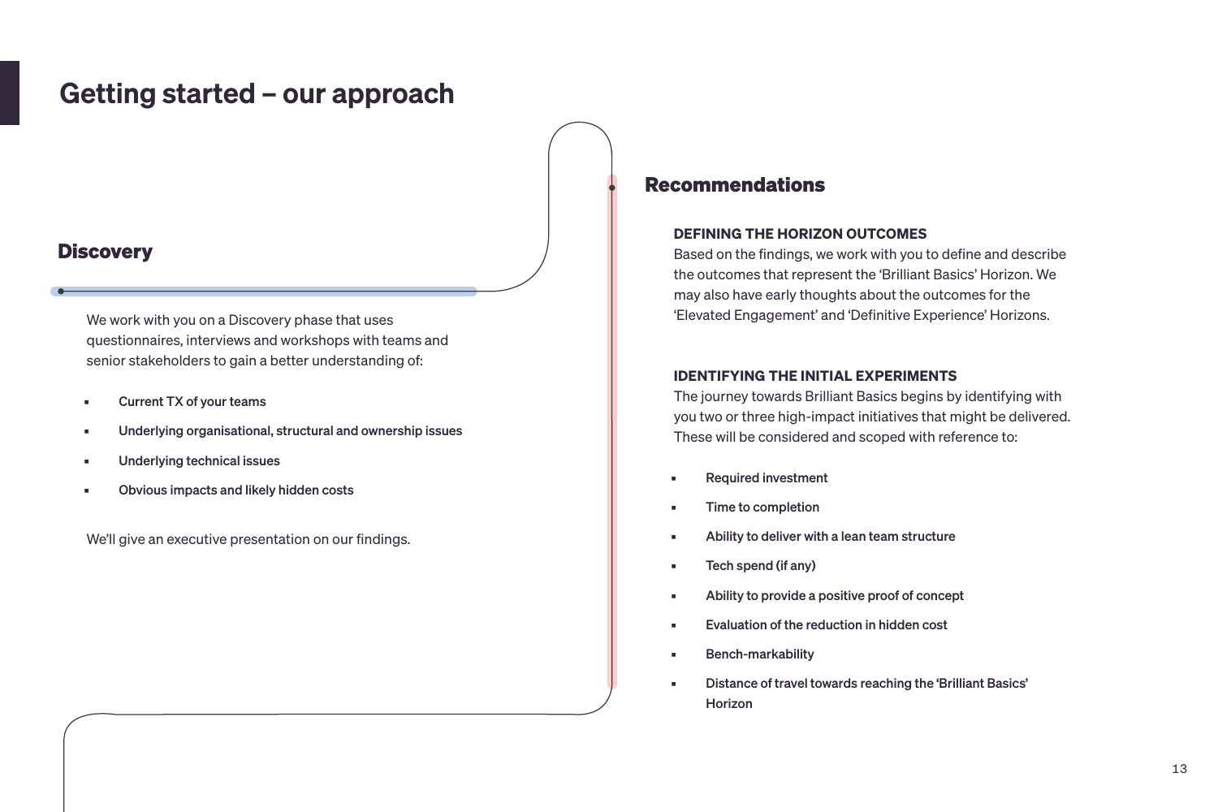# Getting started – our approach

## Discovery

We work with you on a Discovery phase that uses questionnaires, interviews and workshops with teams and senior stakeholders to gain a better understanding of:

- **Current TX of your teams**
- **Underlying organisational, structural and ownership issues**
- **Underlying technical issues**
- **Obvious impacts and likely hidden costs**

We'll give an executive presentation on our findings.

## Recommendations

### DEFINING THE HORIZON OUTCOMES

Based on the findings, we work with you to define and describe the outcomes that represent the 'Brilliant Basics' Horizon. We may also have early thoughts about the outcomes for the 'Elevated Engagement' and 'Definitive Experience' Horizons.

### IDENTIFYING THE INITIAL EXPERIMENTS

The journey towards Brilliant Basics begins by identifying with you two or three high-impact initiatives that might be delivered. These will be considered and scoped with reference to:

- **Required investment**
- **Time to completion**
- **Ability to deliver with a lean team structure**
- **Tech spend (if any)**
- **Ability to provide a positive proof of concept**
- **Evaluation of the reduction in hidden cost**
- **Bench-markability**
- **Distance of travel towards reaching the 'Brilliant Basics' Horizon**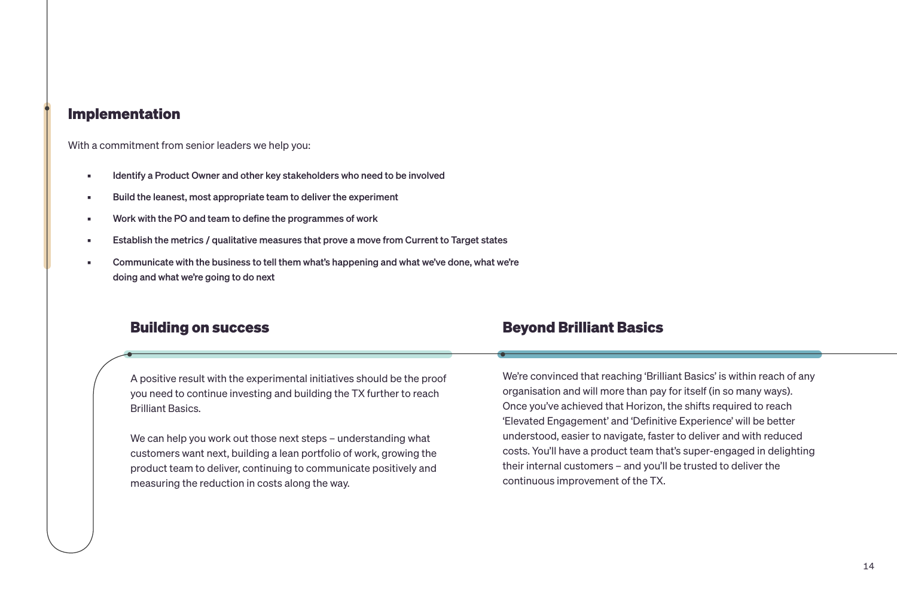## Implementation

With a commitment from senior leaders we help you:

- Identify a Product Owner and other key stakeholders who need to be involved
- Build the leanest, most appropriate team to deliver the experiment
- Work with the PO and team to define the programmes of work
- Establish the metrics / qualitative measures that prove a move from Current to Target states
- Communicate with the business to tell them what's happening and what we've done, what we're doing and what we're going to do next

## Building on success

A positive result with the experimental initiatives should be the proof you need to continue investing and building the TX further to reach Brilliant Basics.

We can help you work out those next steps – understanding what customers want next, building a lean portfolio of work, growing the product team to deliver, continuing to communicate positively and measuring the reduction in costs along the way.

## Beyond Brilliant Basics

We're convinced that reaching 'Brilliant Basics' is within reach of any organisation and will more than pay for itself (in so many ways). Once you've achieved that Horizon, the shifts required to reach 'Elevated Engagement' and 'Definitive Experience' will be better understood, easier to navigate, faster to deliver and with reduced costs. You'll have a product team that's super-engaged in delighting their internal customers – and you'll be trusted to deliver the continuous improvement of the TX.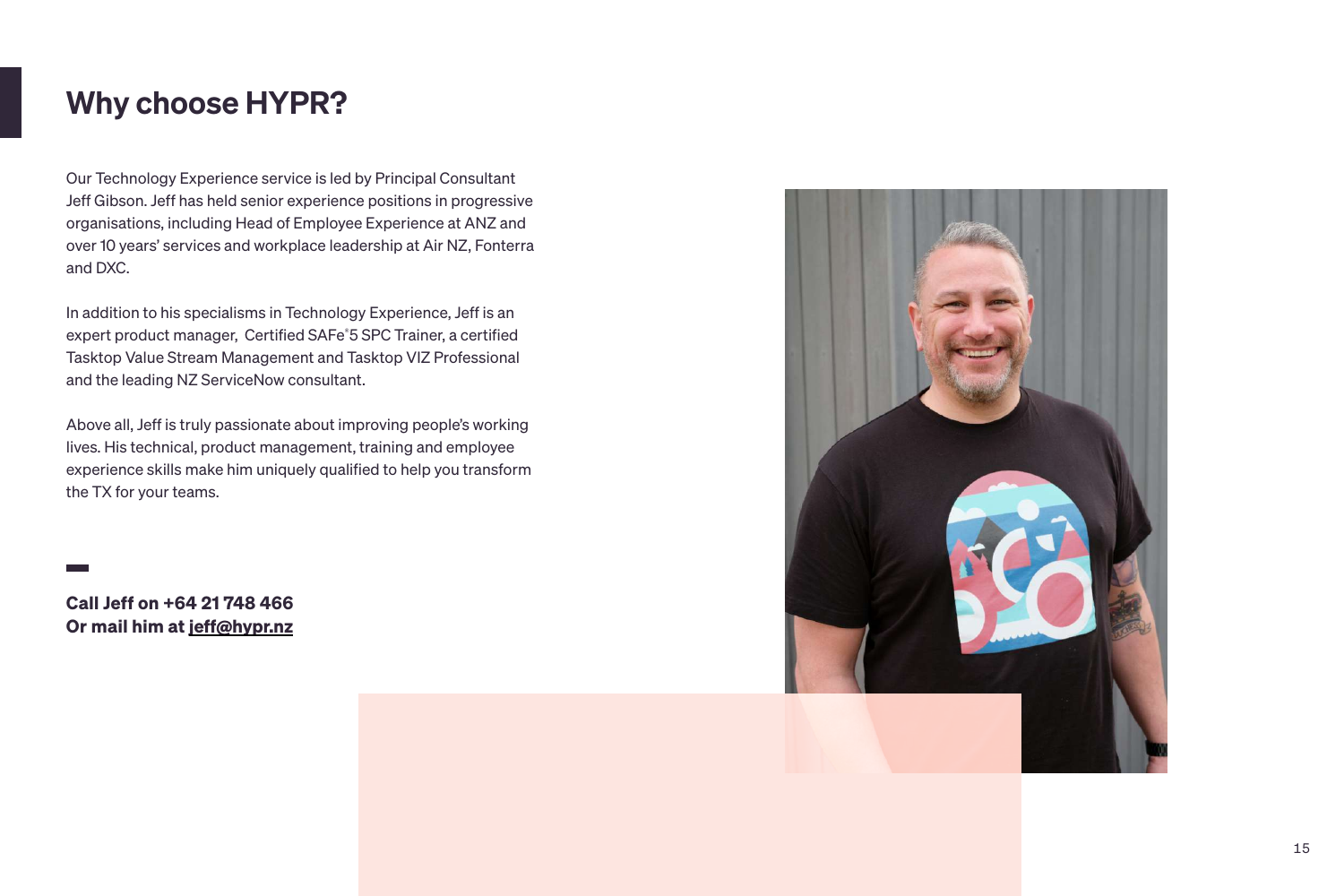# Why choose HYPR?

Our Technology Experience service is led by Principal Consultant Jeff Gibson. Jeff has held senior experience positions in progressive organisations, including Head of Employee Experience at ANZ and over 10 years' services and workplace leadership at Air NZ, Fonterra and DXC.

In addition to his specialisms in Technology Experience, Jeff is an expert product manager, Certified SAFe®5 SPC Trainer, a certified Tasktop Value Stream Management and Tasktop VIZ Professional and the leading NZ ServiceNow consultant.

Above all, Jeff is truly passionate about improving people's working lives. His technical, product management, training and employee experience skills make him uniquely qualified to help you transform the TX for your teams.

**Call Jeff on +64 21 748 466**
**Or mail him at jeff@hypr.nz**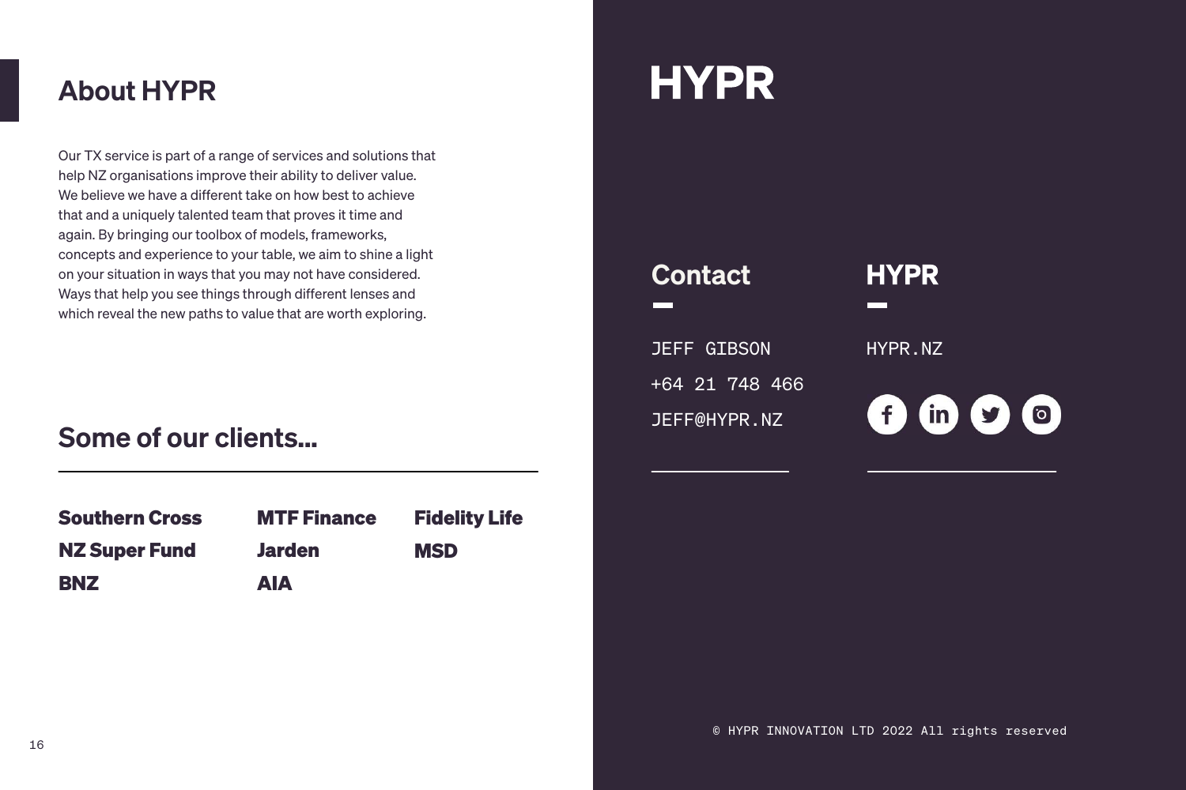## About HYPR

Our TX service is part of a range of services and solutions that help NZ organisations improve their ability to deliver value. We believe we have a different take on how best to achieve that and a uniquely talented team that proves it time and again. By bringing our toolbox of models, frameworks, concepts and experience to your table, we aim to shine a light on your situation in ways that you may not have considered. Ways that help you see things through different lenses and which reveal the new paths to value that are worth exploring.

## Some of our clients...

| | | |
|---|---|---|
| **Southern Cross** | **MTF Finance** | **Fidelity Life** |
| **NZ Super Fund** | **Jarden** | **MSD** |
| **BNZ** | **AIA** | |

# HYPR

## Contact

JEFF GIBSON

+64 21 748 466

JEFF@HYPR.NZ

## HYPR

HYPR.NZ

© HYPR INNOVATION LTD 2022 All rights reserved